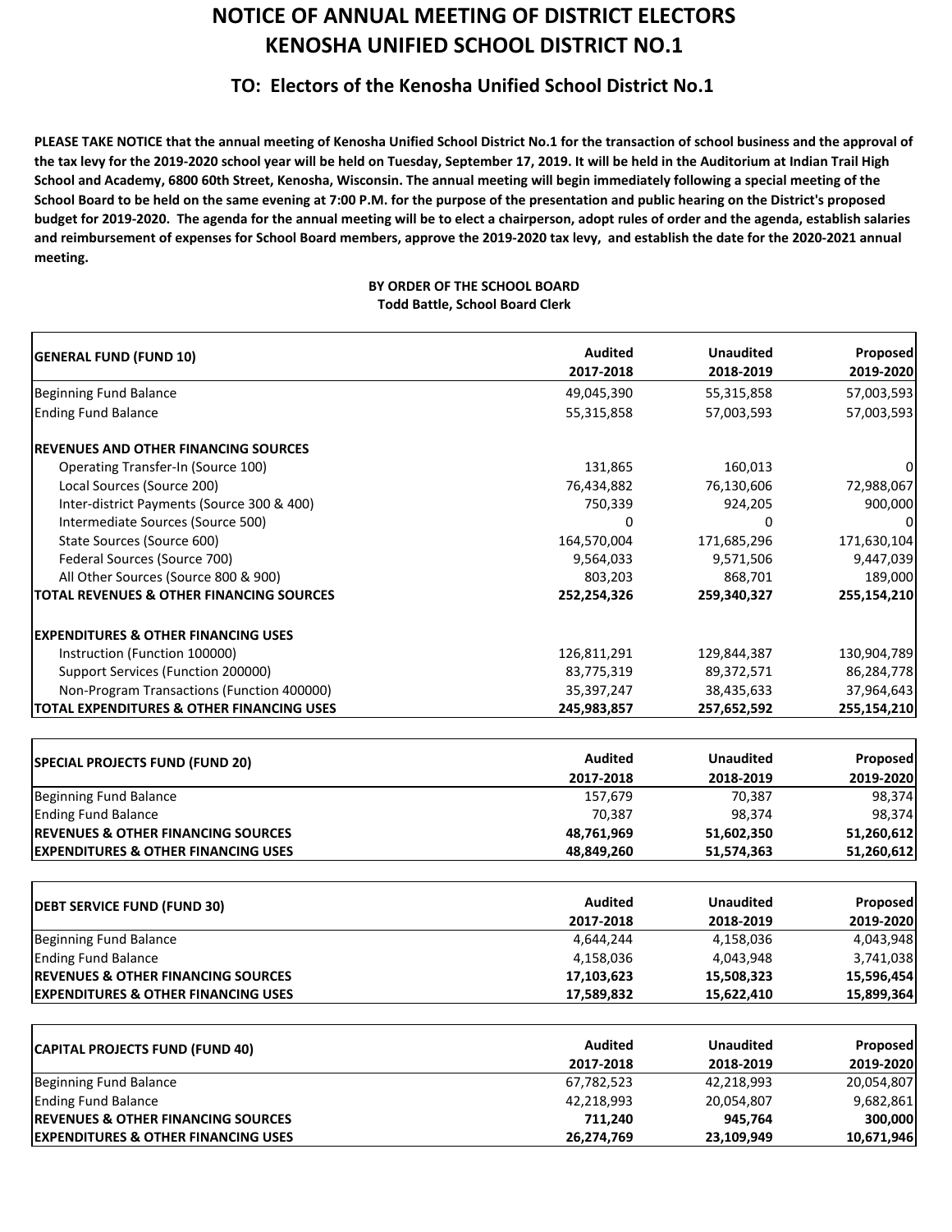# NOTICE OF ANNUAL MEETING OF DISTRICT ELECTORS
# KENOSHA UNIFIED SCHOOL DISTRICT NO.1

## TO: Electors of the Kenosha Unified School District No.1

**PLEASE TAKE NOTICE that the annual meeting of Kenosha Unified School District No.1 for the transaction of school business and the approval of the tax levy for the 2019-2020 school year will be held on Tuesday, September 17, 2019. It will be held in the Auditorium at Indian Trail High School and Academy, 6800 60th Street, Kenosha, Wisconsin. The annual meeting will begin immediately following a special meeting of the School Board to be held on the same evening at 7:00 P.M. for the purpose of the presentation and public hearing on the District's proposed budget for 2019-2020. The agenda for the annual meeting will be to elect a chairperson, adopt rules of order and the agenda, establish salaries and reimbursement of expenses for School Board members, approve the 2019-2020 tax levy, and establish the date for the 2020-2021 annual meeting.**

**BY ORDER OF THE SCHOOL BOARD**
**Todd Battle, School Board Clerk**

| **GENERAL FUND (FUND 10)** | **Audited 2017-2018** | **Unaudited 2018-2019** | **Proposed 2019-2020** |
|---|---|---|---|
| Beginning Fund Balance | 49,045,390 | 55,315,858 | 57,003,593 |
| Ending Fund Balance | 55,315,858 | 57,003,593 | 57,003,593 |
| **REVENUES AND OTHER FINANCING SOURCES** | | | |
| Operating Transfer-In (Source 100) | 131,865 | 160,013 | 0 |
| Local Sources (Source 200) | 76,434,882 | 76,130,606 | 72,988,067 |
| Inter-district Payments (Source 300 & 400) | 750,339 | 924,205 | 900,000 |
| Intermediate Sources (Source 500) | 0 | 0 | 0 |
| State Sources (Source 600) | 164,570,004 | 171,685,296 | 171,630,104 |
| Federal Sources (Source 700) | 9,564,033 | 9,571,506 | 9,447,039 |
| All Other Sources (Source 800 & 900) | 803,203 | 868,701 | 189,000 |
| **TOTAL REVENUES & OTHER FINANCING SOURCES** | **252,254,326** | **259,340,327** | **255,154,210** |
| **EXPENDITURES & OTHER FINANCING USES** | | | |
| Instruction (Function 100000) | 126,811,291 | 129,844,387 | 130,904,789 |
| Support Services (Function 200000) | 83,775,319 | 89,372,571 | 86,284,778 |
| Non-Program Transactions (Function 400000) | 35,397,247 | 38,435,633 | 37,964,643 |
| **TOTAL EXPENDITURES & OTHER FINANCING USES** | **245,983,857** | **257,652,592** | **255,154,210** |

| **SPECIAL PROJECTS FUND (FUND 20)** | **Audited 2017-2018** | **Unaudited 2018-2019** | **Proposed 2019-2020** |
|---|---|---|---|
| Beginning Fund Balance | 157,679 | 70,387 | 98,374 |
| Ending Fund Balance | 70,387 | 98,374 | 98,374 |
| **REVENUES & OTHER FINANCING SOURCES** | **48,761,969** | **51,602,350** | **51,260,612** |
| **EXPENDITURES & OTHER FINANCING USES** | **48,849,260** | **51,574,363** | **51,260,612** |

| **DEBT SERVICE FUND (FUND 30)** | **Audited 2017-2018** | **Unaudited 2018-2019** | **Proposed 2019-2020** |
|---|---|---|---|
| Beginning Fund Balance | 4,644,244 | 4,158,036 | 4,043,948 |
| Ending Fund Balance | 4,158,036 | 4,043,948 | 3,741,038 |
| **REVENUES & OTHER FINANCING SOURCES** | **17,103,623** | **15,508,323** | **15,596,454** |
| **EXPENDITURES & OTHER FINANCING USES** | **17,589,832** | **15,622,410** | **15,899,364** |

| **CAPITAL PROJECTS FUND (FUND 40)** | **Audited 2017-2018** | **Unaudited 2018-2019** | **Proposed 2019-2020** |
|---|---|---|---|
| Beginning Fund Balance | 67,782,523 | 42,218,993 | 20,054,807 |
| Ending Fund Balance | 42,218,993 | 20,054,807 | 9,682,861 |
| **REVENUES & OTHER FINANCING SOURCES** | **711,240** | **945,764** | **300,000** |
| **EXPENDITURES & OTHER FINANCING USES** | **26,274,769** | **23,109,949** | **10,671,946** |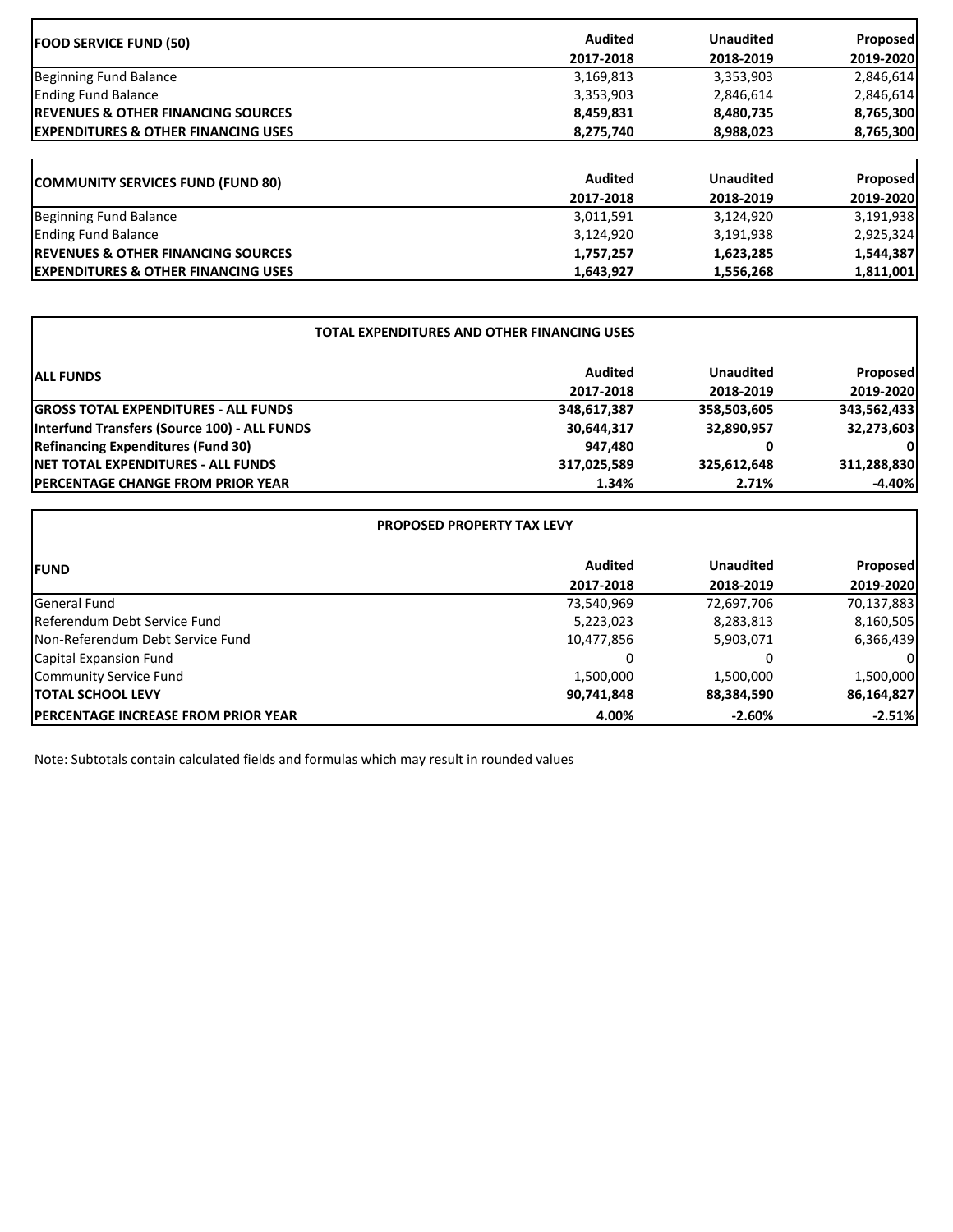| FOOD SERVICE FUND (50) | Audited 2017-2018 | Unaudited 2018-2019 | Proposed 2019-2020 |
|---|---|---|---|
| Beginning Fund Balance | 3,169,813 | 3,353,903 | 2,846,614 |
| Ending Fund Balance | 3,353,903 | 2,846,614 | 2,846,614 |
| **REVENUES & OTHER FINANCING SOURCES** | **8,459,831** | **8,480,735** | **8,765,300** |
| **EXPENDITURES & OTHER FINANCING USES** | **8,275,740** | **8,988,023** | **8,765,300** |

| COMMUNITY SERVICES FUND (FUND 80) | Audited 2017-2018 | Unaudited 2018-2019 | Proposed 2019-2020 |
|---|---|---|---|
| Beginning Fund Balance | 3,011,591 | 3,124,920 | 3,191,938 |
| Ending Fund Balance | 3,124,920 | 3,191,938 | 2,925,324 |
| **REVENUES & OTHER FINANCING SOURCES** | **1,757,257** | **1,623,285** | **1,544,387** |
| **EXPENDITURES & OTHER FINANCING USES** | **1,643,927** | **1,556,268** | **1,811,001** |

**TOTAL EXPENDITURES AND OTHER FINANCING USES**

| ALL FUNDS | Audited 2017-2018 | Unaudited 2018-2019 | Proposed 2019-2020 |
|---|---|---|---|
| **GROSS TOTAL EXPENDITURES - ALL FUNDS** | **348,617,387** | **358,503,605** | **343,562,433** |
| **Interfund Transfers (Source 100) - ALL FUNDS** | **30,644,317** | **32,890,957** | **32,273,603** |
| **Refinancing Expenditures (Fund 30)** | **947,480** | **0** | **0** |
| **NET TOTAL EXPENDITURES - ALL FUNDS** | **317,025,589** | **325,612,648** | **311,288,830** |
| **PERCENTAGE CHANGE FROM PRIOR YEAR** | **1.34%** | **2.71%** | **-4.40%** |

**PROPOSED PROPERTY TAX LEVY**

| FUND | Audited 2017-2018 | Unaudited 2018-2019 | Proposed 2019-2020 |
|---|---|---|---|
| General Fund | 73,540,969 | 72,697,706 | 70,137,883 |
| Referendum Debt Service Fund | 5,223,023 | 8,283,813 | 8,160,505 |
| Non-Referendum Debt Service Fund | 10,477,856 | 5,903,071 | 6,366,439 |
| Capital Expansion Fund | 0 | 0 | 0 |
| Community Service Fund | 1,500,000 | 1,500,000 | 1,500,000 |
| **TOTAL SCHOOL LEVY** | **90,741,848** | **88,384,590** | **86,164,827** |
| **PERCENTAGE INCREASE FROM PRIOR YEAR** | **4.00%** | **-2.60%** | **-2.51%** |

Note: Subtotals contain calculated fields and formulas which may result in rounded values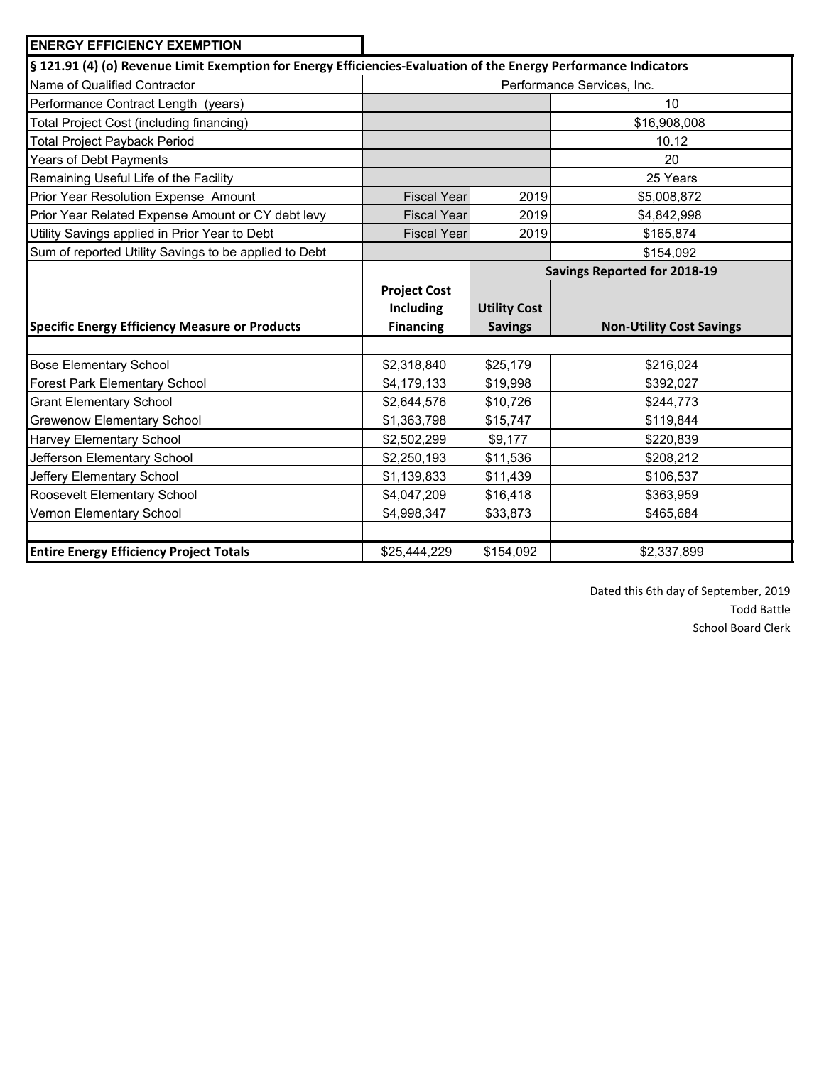| ENERGY EFFICIENCY EXEMPTION | | | |
|---|---|---|---|
| § 121.91 (4) (o) Revenue Limit Exemption for Energy Efficiencies-Evaluation of the Energy Performance Indicators | | | |
| Name of Qualified Contractor | Performance Services, Inc. | | |
| Performance Contract Length (years) | | | 10 |
| Total Project Cost (including financing) | | | $16,908,008 |
| Total Project Payback Period | | | 10.12 |
| Years of Debt Payments | | | 20 |
| Remaining Useful Life of the Facility | | | 25 Years |
| Prior Year Resolution Expense Amount | Fiscal Year | 2019 | $5,008,872 |
| Prior Year Related Expense Amount or CY debt levy | Fiscal Year | 2019 | $4,842,998 |
| Utility Savings applied in Prior Year to Debt | Fiscal Year | 2019 | $165,874 |
| Sum of reported Utility Savings to be applied to Debt | | | $154,092 |
| | | **Savings Reported for 2018-19** | |
| **Specific Energy Efficiency Measure or Products** | **Project Cost Including Financing** | **Utility Cost Savings** | **Non-Utility Cost Savings** |
| | | | |
| Bose Elementary School | $2,318,840 | $25,179 | $216,024 |
| Forest Park Elementary School | $4,179,133 | $19,998 | $392,027 |
| Grant Elementary School | $2,644,576 | $10,726 | $244,773 |
| Grewenow Elementary School | $1,363,798 | $15,747 | $119,844 |
| Harvey Elementary School | $2,502,299 | $9,177 | $220,839 |
| Jefferson Elementary School | $2,250,193 | $11,536 | $208,212 |
| Jeffery Elementary School | $1,139,833 | $11,439 | $106,537 |
| Roosevelt Elementary School | $4,047,209 | $16,418 | $363,959 |
| Vernon Elementary School | $4,998,347 | $33,873 | $465,684 |
| | | | |
| **Entire Energy Efficiency Project Totals** | $25,444,229 | $154,092 | $2,337,899 |

Dated this 6th day of September, 2019

Todd Battle

School Board Clerk